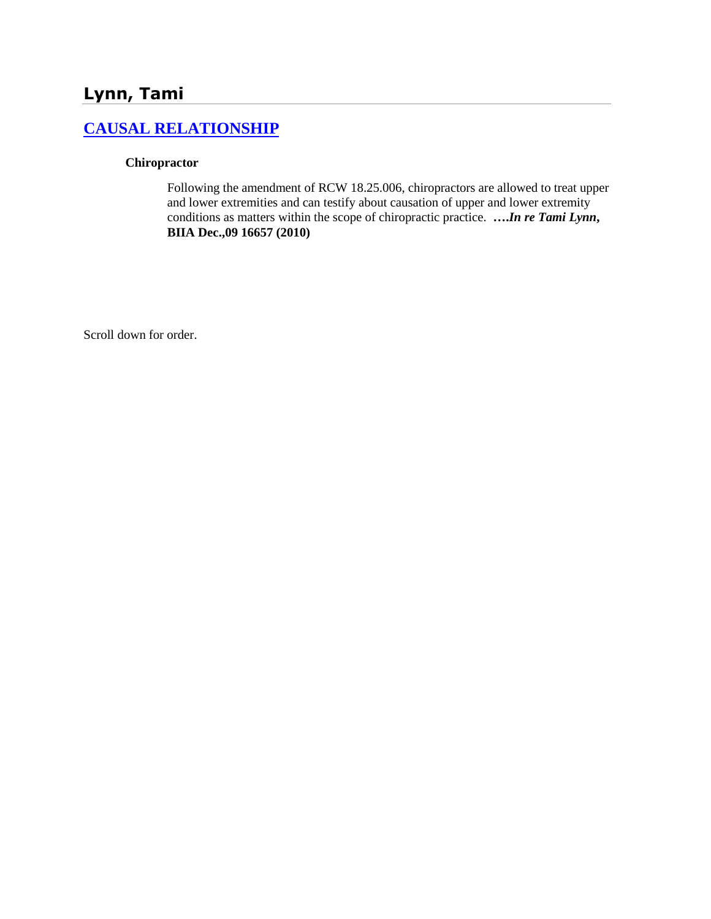# Lynn, Tami

## [CAUSAL RELATIONSHIP]

### Chiropractor

Following the amendment of RCW 18.25.006, chiropractors are allowed to treat upper and lower extremities and can testify about causation of upper and lower extremity conditions as matters within the scope of chiropractic practice. **….*In re Tami Lynn*, BIIA Dec.,09 16657 (2010)**

Scroll down for order.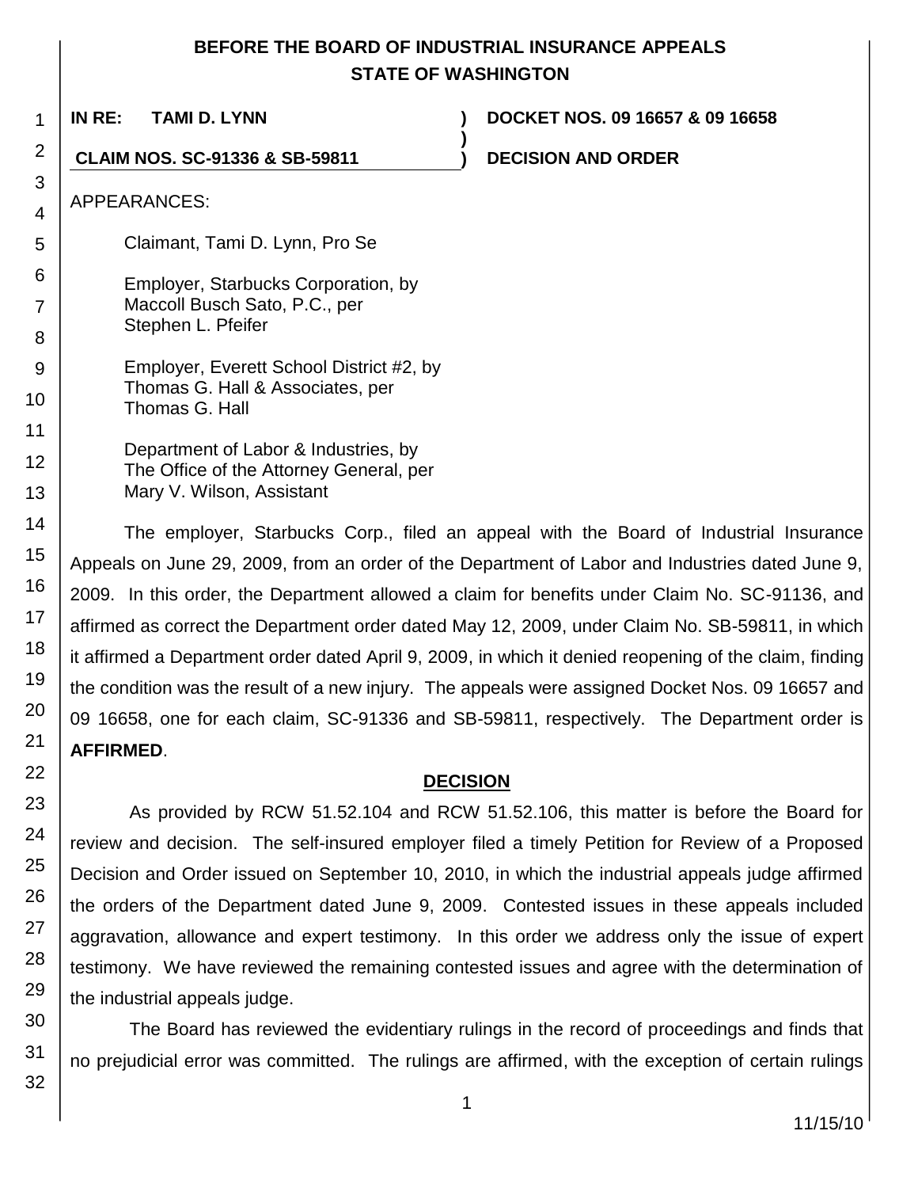# BEFORE THE BOARD OF INDUSTRIAL INSURANCE APPEALS
# STATE OF WASHINGTON

**IN RE: TAMI D. LYNN** ) **DOCKET NOS. 09 16657 & 09 16658**
)
**CLAIM NOS. SC-91336 & SB-59811** ) **DECISION AND ORDER**

APPEARANCES:

Claimant, Tami D. Lynn, Pro Se

Employer, Starbucks Corporation, by
Maccoll Busch Sato, P.C., per
Stephen L. Pfeifer

Employer, Everett School District #2, by
Thomas G. Hall & Associates, per
Thomas G. Hall

Department of Labor & Industries, by
The Office of the Attorney General, per
Mary V. Wilson, Assistant

The employer, Starbucks Corp., filed an appeal with the Board of Industrial Insurance Appeals on June 29, 2009, from an order of the Department of Labor and Industries dated June 9, 2009. In this order, the Department allowed a claim for benefits under Claim No. SC-91136, and affirmed as correct the Department order dated May 12, 2009, under Claim No. SB-59811, in which it affirmed a Department order dated April 9, 2009, in which it denied reopening of the claim, finding the condition was the result of a new injury. The appeals were assigned Docket Nos. 09 16657 and 09 16658, one for each claim, SC-91336 and SB-59811, respectively. The Department order is **AFFIRMED**.

## DECISION

As provided by RCW 51.52.104 and RCW 51.52.106, this matter is before the Board for review and decision. The self-insured employer filed a timely Petition for Review of a Proposed Decision and Order issued on September 10, 2010, in which the industrial appeals judge affirmed the orders of the Department dated June 9, 2009. Contested issues in these appeals included aggravation, allowance and expert testimony. In this order we address only the issue of expert testimony. We have reviewed the remaining contested issues and agree with the determination of the industrial appeals judge.

The Board has reviewed the evidentiary rulings in the record of proceedings and finds that no prejudicial error was committed. The rulings are affirmed, with the exception of certain rulings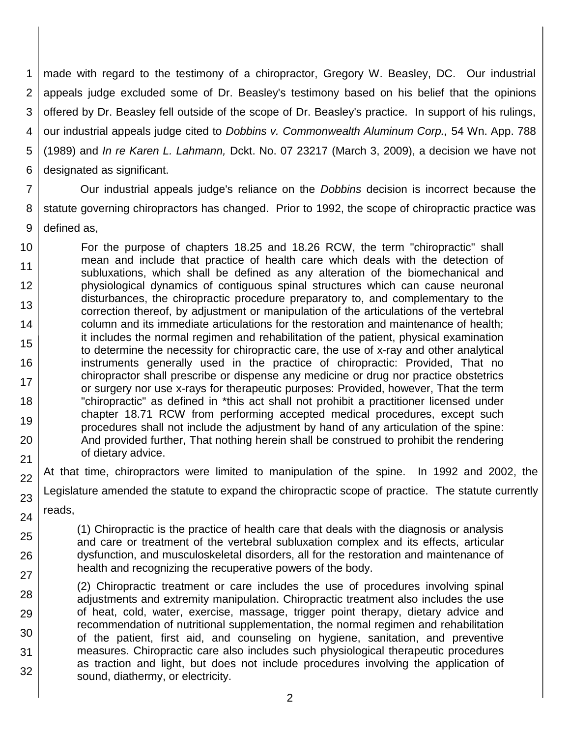made with regard to the testimony of a chiropractor, Gregory W. Beasley, DC. Our industrial appeals judge excluded some of Dr. Beasley's testimony based on his belief that the opinions offered by Dr. Beasley fell outside of the scope of Dr. Beasley's practice. In support of his rulings, our industrial appeals judge cited to *Dobbins v. Commonwealth Aluminum Corp.,* 54 Wn. App. 788 (1989) and *In re Karen L. Lahmann,* Dckt. No. 07 23217 (March 3, 2009), a decision we have not designated as significant.

Our industrial appeals judge's reliance on the *Dobbins* decision is incorrect because the statute governing chiropractors has changed. Prior to 1992, the scope of chiropractic practice was defined as,

> For the purpose of chapters 18.25 and 18.26 RCW, the term "chiropractic" shall mean and include that practice of health care which deals with the detection of subluxations, which shall be defined as any alteration of the biomechanical and physiological dynamics of contiguous spinal structures which can cause neuronal disturbances, the chiropractic procedure preparatory to, and complementary to the correction thereof, by adjustment or manipulation of the articulations of the vertebral column and its immediate articulations for the restoration and maintenance of health; it includes the normal regimen and rehabilitation of the patient, physical examination to determine the necessity for chiropractic care, the use of x-ray and other analytical instruments generally used in the practice of chiropractic: Provided, That no chiropractor shall prescribe or dispense any medicine or drug nor practice obstetrics or surgery nor use x-rays for therapeutic purposes: Provided, however, That the term "chiropractic" as defined in *this act shall not prohibit a practitioner licensed under chapter 18.71 RCW from performing accepted medical procedures, except such procedures shall not include the adjustment by hand of any articulation of the spine: And provided further, That nothing herein shall be construed to prohibit the rendering of dietary advice.

At that time, chiropractors were limited to manipulation of the spine. In 1992 and 2002, the Legislature amended the statute to expand the chiropractic scope of practice. The statute currently reads,

> (1) Chiropractic is the practice of health care that deals with the diagnosis or analysis and care or treatment of the vertebral subluxation complex and its effects, articular dysfunction, and musculoskeletal disorders, all for the restoration and maintenance of health and recognizing the recuperative powers of the body.
>
> (2) Chiropractic treatment or care includes the use of procedures involving spinal adjustments and extremity manipulation. Chiropractic treatment also includes the use of heat, cold, water, exercise, massage, trigger point therapy, dietary advice and recommendation of nutritional supplementation, the normal regimen and rehabilitation of the patient, first aid, and counseling on hygiene, sanitation, and preventive measures. Chiropractic care also includes such physiological therapeutic procedures as traction and light, but does not include procedures involving the application of sound, diathermy, or electricity.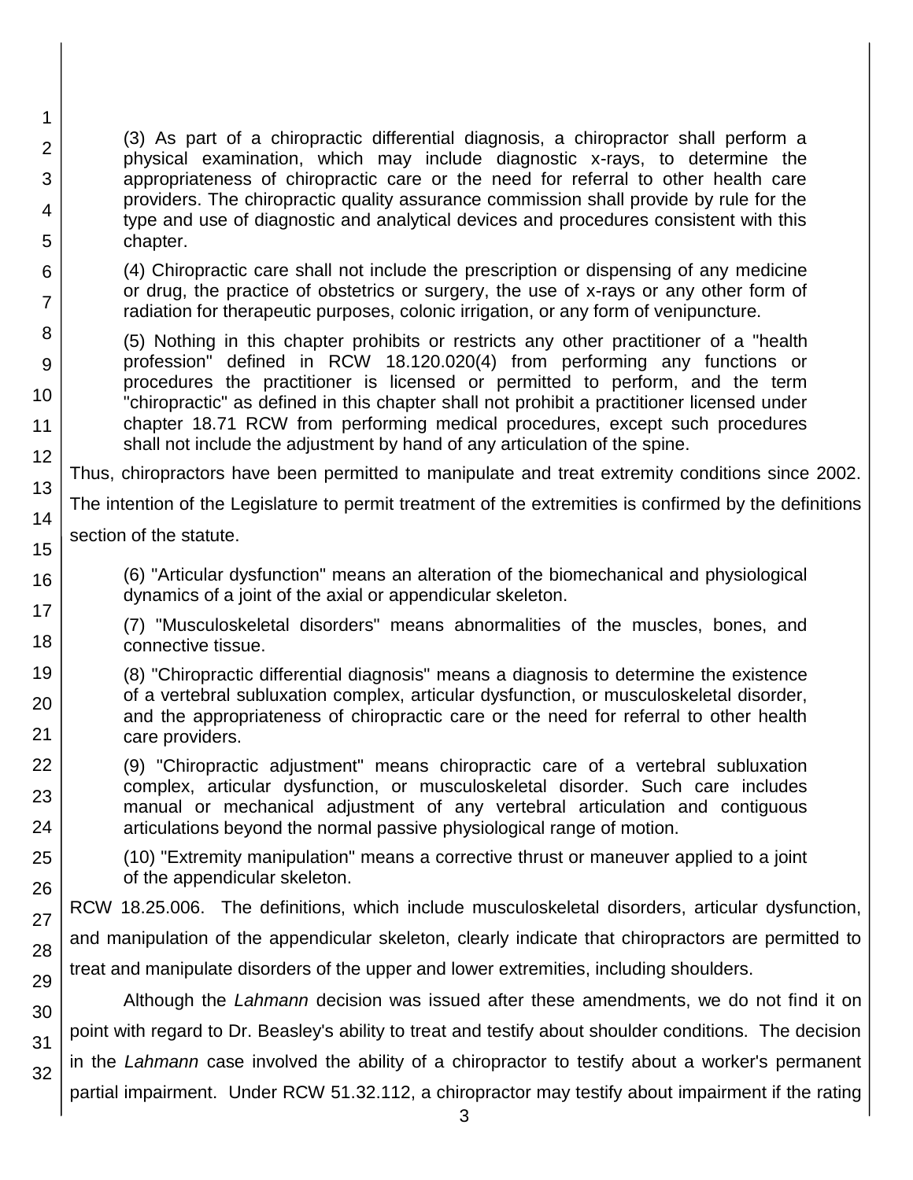> (3) As part of a chiropractic differential diagnosis, a chiropractor shall perform a physical examination, which may include diagnostic x-rays, to determine the appropriateness of chiropractic care or the need for referral to other health care providers. The chiropractic quality assurance commission shall provide by rule for the type and use of diagnostic and analytical devices and procedures consistent with this chapter.
>
> (4) Chiropractic care shall not include the prescription or dispensing of any medicine or drug, the practice of obstetrics or surgery, the use of x-rays or any other form of radiation for therapeutic purposes, colonic irrigation, or any form of venipuncture.
>
> (5) Nothing in this chapter prohibits or restricts any other practitioner of a "health profession" defined in RCW 18.120.020(4) from performing any functions or procedures the practitioner is licensed or permitted to perform, and the term "chiropractic" as defined in this chapter shall not prohibit a practitioner licensed under chapter 18.71 RCW from performing medical procedures, except such procedures shall not include the adjustment by hand of any articulation of the spine.

Thus, chiropractors have been permitted to manipulate and treat extremity conditions since 2002. The intention of the Legislature to permit treatment of the extremities is confirmed by the definitions section of the statute.

> (6) "Articular dysfunction" means an alteration of the biomechanical and physiological dynamics of a joint of the axial or appendicular skeleton.
>
> (7) "Musculoskeletal disorders" means abnormalities of the muscles, bones, and connective tissue.
>
> (8) "Chiropractic differential diagnosis" means a diagnosis to determine the existence of a vertebral subluxation complex, articular dysfunction, or musculoskeletal disorder, and the appropriateness of chiropractic care or the need for referral to other health care providers.
>
> (9) "Chiropractic adjustment" means chiropractic care of a vertebral subluxation complex, articular dysfunction, or musculoskeletal disorder. Such care includes manual or mechanical adjustment of any vertebral articulation and contiguous articulations beyond the normal passive physiological range of motion.
>
> (10) "Extremity manipulation" means a corrective thrust or maneuver applied to a joint of the appendicular skeleton.

RCW 18.25.006. The definitions, which include musculoskeletal disorders, articular dysfunction, and manipulation of the appendicular skeleton, clearly indicate that chiropractors are permitted to treat and manipulate disorders of the upper and lower extremities, including shoulders.

Although the *Lahmann* decision was issued after these amendments, we do not find it on point with regard to Dr. Beasley's ability to treat and testify about shoulder conditions. The decision in the *Lahmann* case involved the ability of a chiropractor to testify about a worker's permanent partial impairment. Under RCW 51.32.112, a chiropractor may testify about impairment if the rating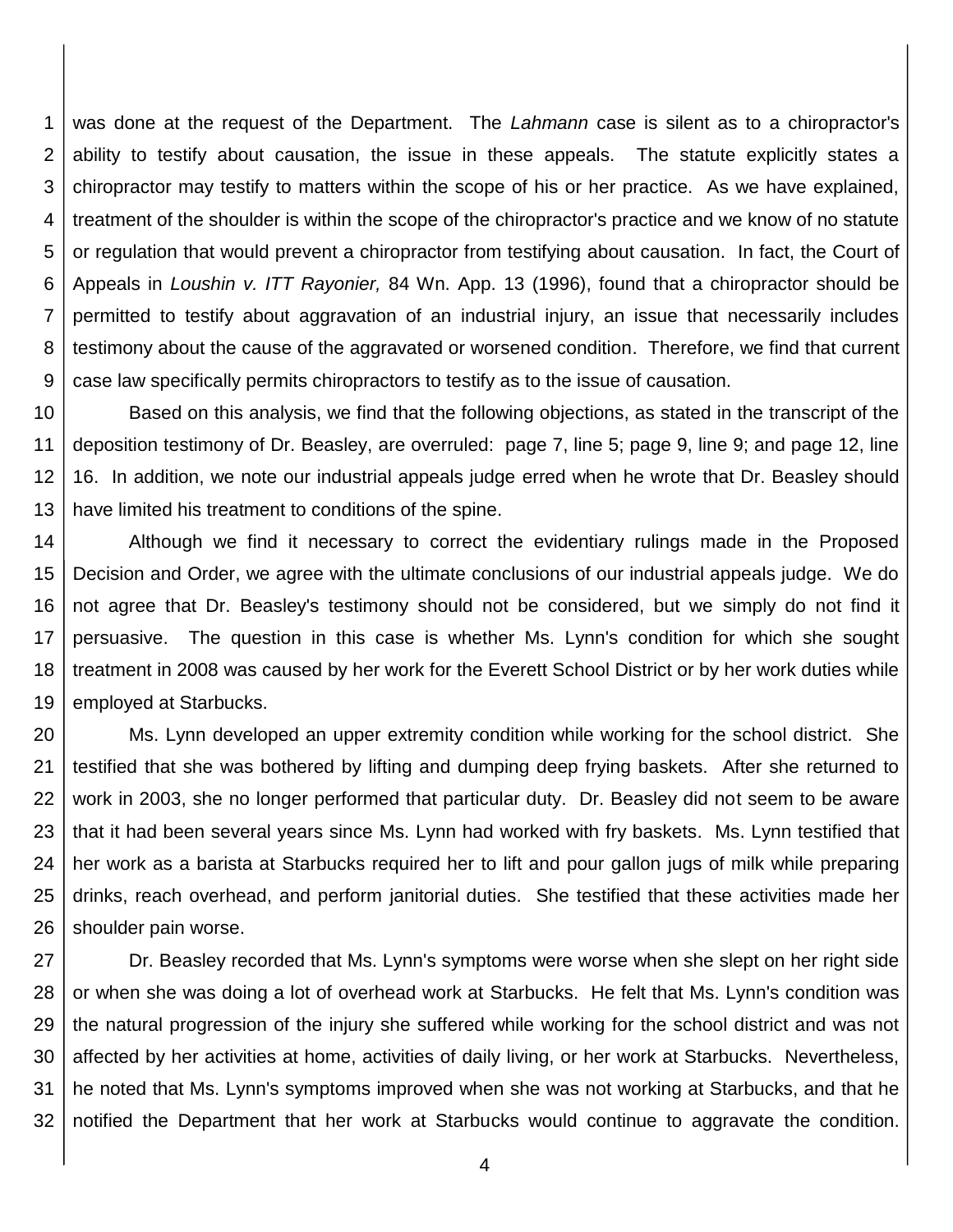was done at the request of the Department. The *Lahmann* case is silent as to a chiropractor's ability to testify about causation, the issue in these appeals. The statute explicitly states a chiropractor may testify to matters within the scope of his or her practice. As we have explained, treatment of the shoulder is within the scope of the chiropractor's practice and we know of no statute or regulation that would prevent a chiropractor from testifying about causation. In fact, the Court of Appeals in *Loushin v. ITT Rayonier,* 84 Wn. App. 13 (1996), found that a chiropractor should be permitted to testify about aggravation of an industrial injury, an issue that necessarily includes testimony about the cause of the aggravated or worsened condition. Therefore, we find that current case law specifically permits chiropractors to testify as to the issue of causation.

Based on this analysis, we find that the following objections, as stated in the transcript of the deposition testimony of Dr. Beasley, are overruled: page 7, line 5; page 9, line 9; and page 12, line 16. In addition, we note our industrial appeals judge erred when he wrote that Dr. Beasley should have limited his treatment to conditions of the spine.

Although we find it necessary to correct the evidentiary rulings made in the Proposed Decision and Order, we agree with the ultimate conclusions of our industrial appeals judge. We do not agree that Dr. Beasley's testimony should not be considered, but we simply do not find it persuasive. The question in this case is whether Ms. Lynn's condition for which she sought treatment in 2008 was caused by her work for the Everett School District or by her work duties while employed at Starbucks.

Ms. Lynn developed an upper extremity condition while working for the school district. She testified that she was bothered by lifting and dumping deep frying baskets. After she returned to work in 2003, she no longer performed that particular duty. Dr. Beasley did not seem to be aware that it had been several years since Ms. Lynn had worked with fry baskets. Ms. Lynn testified that her work as a barista at Starbucks required her to lift and pour gallon jugs of milk while preparing drinks, reach overhead, and perform janitorial duties. She testified that these activities made her shoulder pain worse.

Dr. Beasley recorded that Ms. Lynn's symptoms were worse when she slept on her right side or when she was doing a lot of overhead work at Starbucks. He felt that Ms. Lynn's condition was the natural progression of the injury she suffered while working for the school district and was not affected by her activities at home, activities of daily living, or her work at Starbucks. Nevertheless, he noted that Ms. Lynn's symptoms improved when she was not working at Starbucks, and that he notified the Department that her work at Starbucks would continue to aggravate the condition.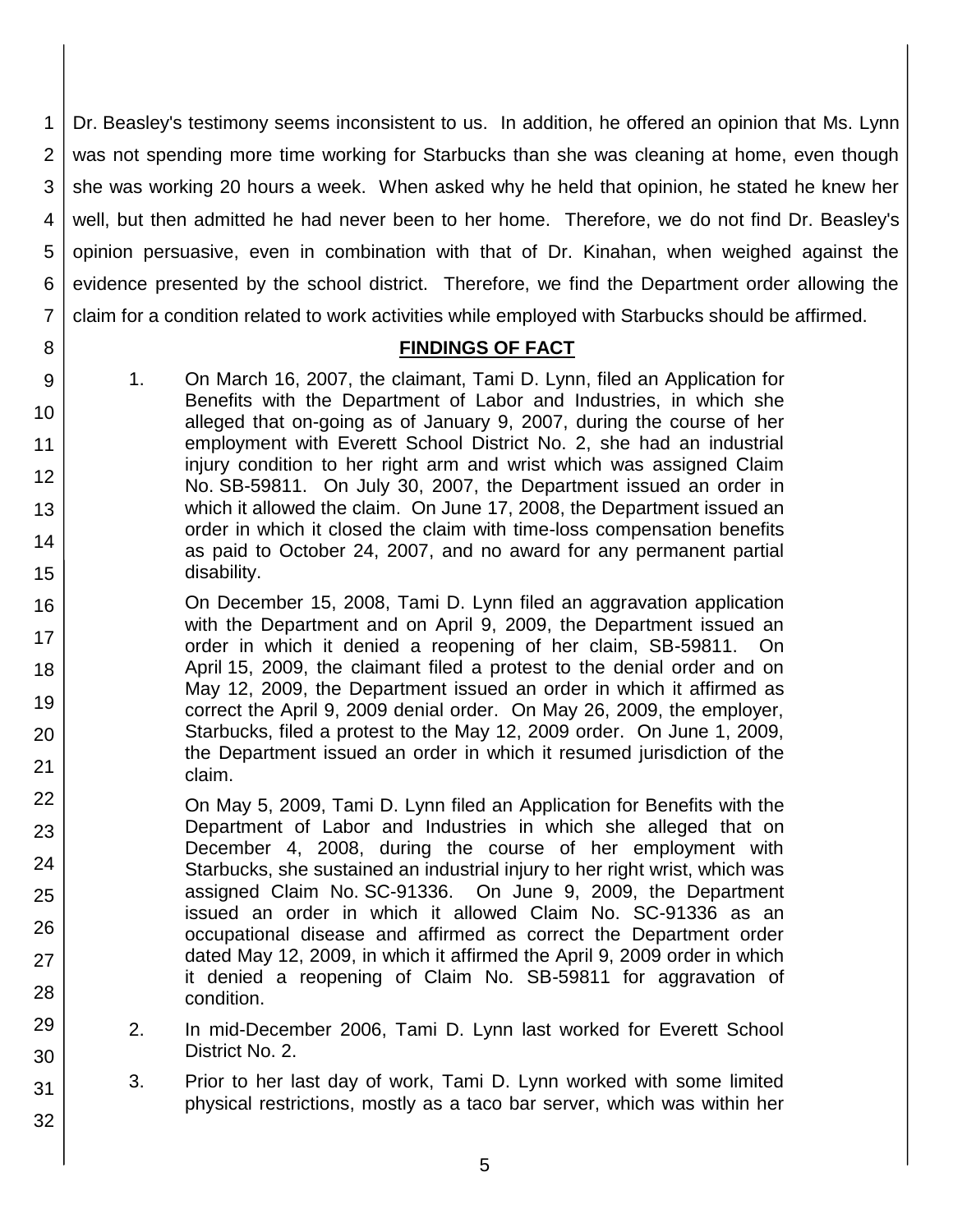Dr. Beasley's testimony seems inconsistent to us. In addition, he offered an opinion that Ms. Lynn was not spending more time working for Starbucks than she was cleaning at home, even though she was working 20 hours a week. When asked why he held that opinion, he stated he knew her well, but then admitted he had never been to her home. Therefore, we do not find Dr. Beasley's opinion persuasive, even in combination with that of Dr. Kinahan, when weighed against the evidence presented by the school district. Therefore, we find the Department order allowing the claim for a condition related to work activities while employed with Starbucks should be affirmed.

## FINDINGS OF FACT

1. On March 16, 2007, the claimant, Tami D. Lynn, filed an Application for Benefits with the Department of Labor and Industries, in which she alleged that on-going as of January 9, 2007, during the course of her employment with Everett School District No. 2, she had an industrial injury condition to her right arm and wrist which was assigned Claim No. SB-59811. On July 30, 2007, the Department issued an order in which it allowed the claim. On June 17, 2008, the Department issued an order in which it closed the claim with time-loss compensation benefits as paid to October 24, 2007, and no award for any permanent partial disability.

   On December 15, 2008, Tami D. Lynn filed an aggravation application with the Department and on April 9, 2009, the Department issued an order in which it denied a reopening of her claim, SB-59811. On April 15, 2009, the claimant filed a protest to the denial order and on May 12, 2009, the Department issued an order in which it affirmed as correct the April 9, 2009 denial order. On May 26, 2009, the employer, Starbucks, filed a protest to the May 12, 2009 order. On June 1, 2009, the Department issued an order in which it resumed jurisdiction of the claim.

   On May 5, 2009, Tami D. Lynn filed an Application for Benefits with the Department of Labor and Industries in which she alleged that on December 4, 2008, during the course of her employment with Starbucks, she sustained an industrial injury to her right wrist, which was assigned Claim No. SC-91336. On June 9, 2009, the Department issued an order in which it allowed Claim No. SC-91336 as an occupational disease and affirmed as correct the Department order dated May 12, 2009, in which it affirmed the April 9, 2009 order in which it denied a reopening of Claim No. SB-59811 for aggravation of condition.

2. In mid-December 2006, Tami D. Lynn last worked for Everett School District No. 2.

3. Prior to her last day of work, Tami D. Lynn worked with some limited physical restrictions, mostly as a taco bar server, which was within her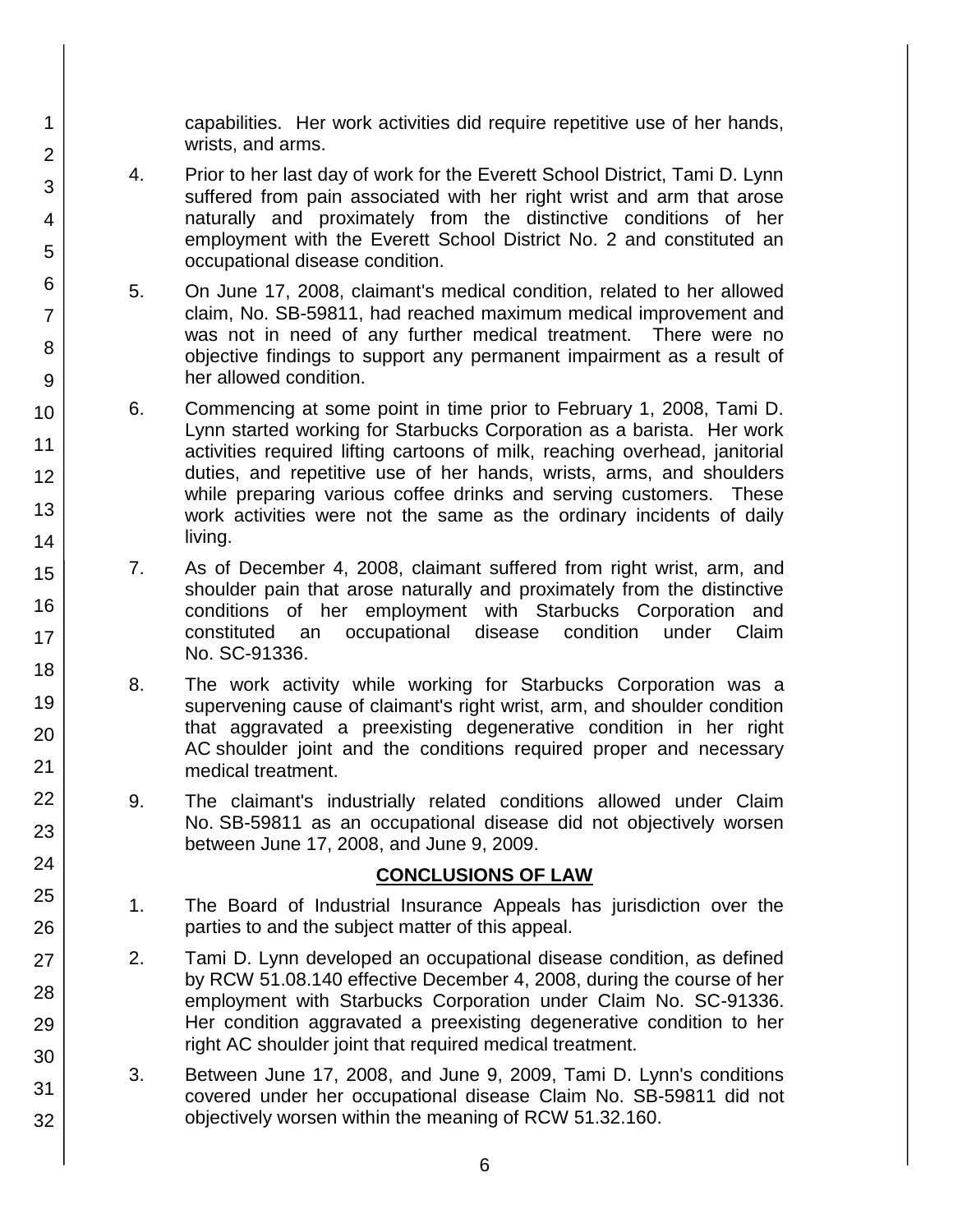capabilities. Her work activities did require repetitive use of her hands, wrists, and arms.

4. Prior to her last day of work for the Everett School District, Tami D. Lynn suffered from pain associated with her right wrist and arm that arose naturally and proximately from the distinctive conditions of her employment with the Everett School District No. 2 and constituted an occupational disease condition.

5. On June 17, 2008, claimant's medical condition, related to her allowed claim, No. SB-59811, had reached maximum medical improvement and was not in need of any further medical treatment. There were no objective findings to support any permanent impairment as a result of her allowed condition.

6. Commencing at some point in time prior to February 1, 2008, Tami D. Lynn started working for Starbucks Corporation as a barista. Her work activities required lifting cartoons of milk, reaching overhead, janitorial duties, and repetitive use of her hands, wrists, arms, and shoulders while preparing various coffee drinks and serving customers. These work activities were not the same as the ordinary incidents of daily living.

7. As of December 4, 2008, claimant suffered from right wrist, arm, and shoulder pain that arose naturally and proximately from the distinctive conditions of her employment with Starbucks Corporation and constituted an occupational disease condition under Claim No. SC-91336.

8. The work activity while working for Starbucks Corporation was a supervening cause of claimant's right wrist, arm, and shoulder condition that aggravated a preexisting degenerative condition in her right AC shoulder joint and the conditions required proper and necessary medical treatment.

9. The claimant's industrially related conditions allowed under Claim No. SB-59811 as an occupational disease did not objectively worsen between June 17, 2008, and June 9, 2009.

## CONCLUSIONS OF LAW

1. The Board of Industrial Insurance Appeals has jurisdiction over the parties to and the subject matter of this appeal.

2. Tami D. Lynn developed an occupational disease condition, as defined by RCW 51.08.140 effective December 4, 2008, during the course of her employment with Starbucks Corporation under Claim No. SC-91336. Her condition aggravated a preexisting degenerative condition to her right AC shoulder joint that required medical treatment.

3. Between June 17, 2008, and June 9, 2009, Tami D. Lynn's conditions covered under her occupational disease Claim No. SB-59811 did not objectively worsen within the meaning of RCW 51.32.160.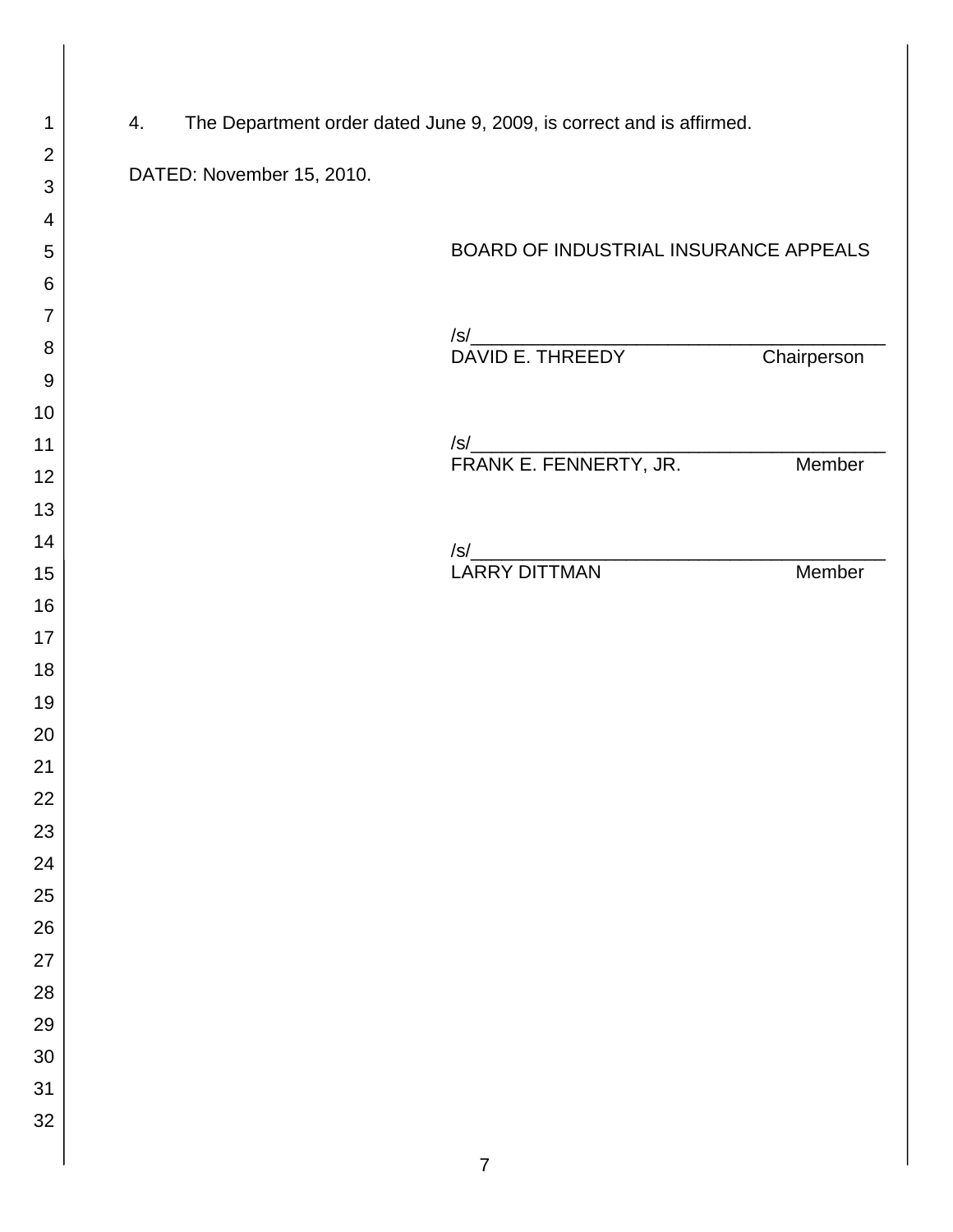4. The Department order dated June 9, 2009, is correct and is affirmed.

DATED: November 15, 2010.

BOARD OF INDUSTRIAL INSURANCE APPEALS

/s/________________________________________
DAVID E. THREEDY Chairperson

/s/________________________________________
FRANK E. FENNERTY, JR. Member

/s/________________________________________
LARRY DITTMAN Member